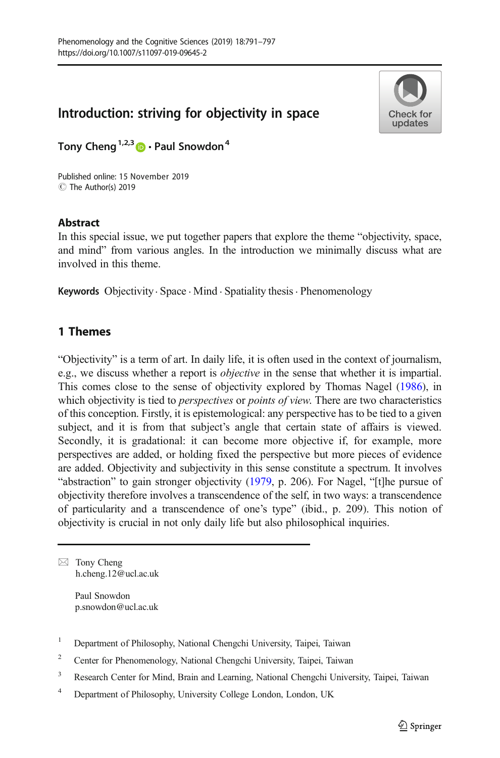# Introduction: striving for objectivity in space

Tony Cheng[1,2,3] · Paul Snowdon[4]

Published online: 15 November 2019
© The Author(s) 2019

## Abstract

In this special issue, we put together papers that explore the theme "objectivity, space, and mind" from various angles. In the introduction we minimally discuss what are involved in this theme.

**Keywords** Objectivity · Space · Mind · Spatiality thesis · Phenomenology

## 1 Themes

"Objectivity" is a term of art. In daily life, it is often used in the context of journalism, e.g., we discuss whether a report is *objective* in the sense that whether it is impartial. This comes close to the sense of objectivity explored by Thomas Nagel (1986), in which objectivity is tied to *perspectives* or *points of view*. There are two characteristics of this conception. Firstly, it is epistemological: any perspective has to be tied to a given subject, and it is from that subject's angle that certain state of affairs is viewed. Secondly, it is gradational: it can become more objective if, for example, more perspectives are added, or holding fixed the perspective but more pieces of evidence are added. Objectivity and subjectivity in this sense constitute a spectrum. It involves "abstraction" to gain stronger objectivity (1979, p. 206). For Nagel, "[t]he pursue of objectivity therefore involves a transcendence of the self, in two ways: a transcendence of particularity and a transcendence of one's type" (ibid., p. 209). This notion of objectivity is crucial in not only daily life but also philosophical inquiries.

---

✉ Tony Cheng
h.cheng.12@ucl.ac.uk

Paul Snowdon
p.snowdon@ucl.ac.uk

[1] Department of Philosophy, National Chengchi University, Taipei, Taiwan

[2] Center for Phenomenology, National Chengchi University, Taipei, Taiwan

[3] Research Center for Mind, Brain and Learning, National Chengchi University, Taipei, Taiwan

[4] Department of Philosophy, University College London, London, UK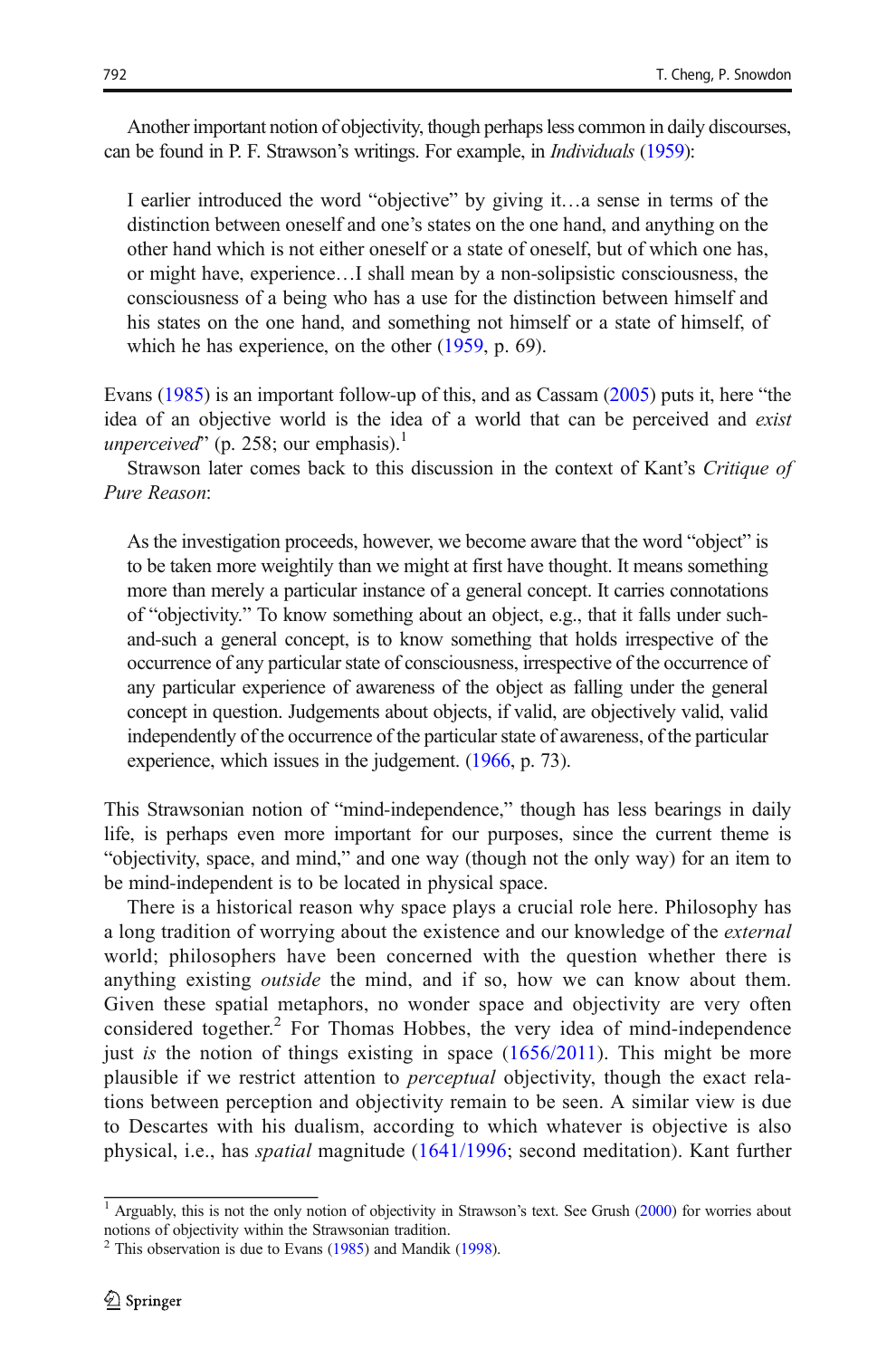Another important notion of objectivity, though perhaps less common in daily discourses, can be found in P. F. Strawson's writings. For example, in *Individuals* (1959):

> I earlier introduced the word "objective" by giving it…a sense in terms of the distinction between oneself and one's states on the one hand, and anything on the other hand which is not either oneself or a state of oneself, but of which one has, or might have, experience…I shall mean by a non-solipsistic consciousness, the consciousness of a being who has a use for the distinction between himself and his states on the one hand, and something not himself or a state of himself, of which he has experience, on the other (1959, p. 69).

Evans (1985) is an important follow-up of this, and as Cassam (2005) puts it, here "the idea of an objective world is the idea of a world that can be perceived and *exist unperceived*" (p. 258; our emphasis).[1]

Strawson later comes back to this discussion in the context of Kant's *Critique of Pure Reason*:

> As the investigation proceeds, however, we become aware that the word "object" is to be taken more weightily than we might at first have thought. It means something more than merely a particular instance of a general concept. It carries connotations of "objectivity." To know something about an object, e.g., that it falls under such-and-such a general concept, is to know something that holds irrespective of the occurrence of any particular state of consciousness, irrespective of the occurrence of any particular experience of awareness of the object as falling under the general concept in question. Judgements about objects, if valid, are objectively valid, valid independently of the occurrence of the particular state of awareness, of the particular experience, which issues in the judgement. (1966, p. 73).

This Strawsonian notion of "mind-independence," though has less bearings in daily life, is perhaps even more important for our purposes, since the current theme is "objectivity, space, and mind," and one way (though not the only way) for an item to be mind-independent is to be located in physical space.

There is a historical reason why space plays a crucial role here. Philosophy has a long tradition of worrying about the existence and our knowledge of the *external* world; philosophers have been concerned with the question whether there is anything existing *outside* the mind, and if so, how we can know about them. Given these spatial metaphors, no wonder space and objectivity are very often considered together.[2] For Thomas Hobbes, the very idea of mind-independence just *is* the notion of things existing in space (1656/2011). This might be more plausible if we restrict attention to *perceptual* objectivity, though the exact relations between perception and objectivity remain to be seen. A similar view is due to Descartes with his dualism, according to which whatever is objective is also physical, i.e., has *spatial* magnitude (1641/1996; second meditation). Kant further

---

[1] Arguably, this is not the only notion of objectivity in Strawson's text. See Grush (2000) for worries about notions of objectivity within the Strawsonian tradition.

[2] This observation is due to Evans (1985) and Mandik (1998).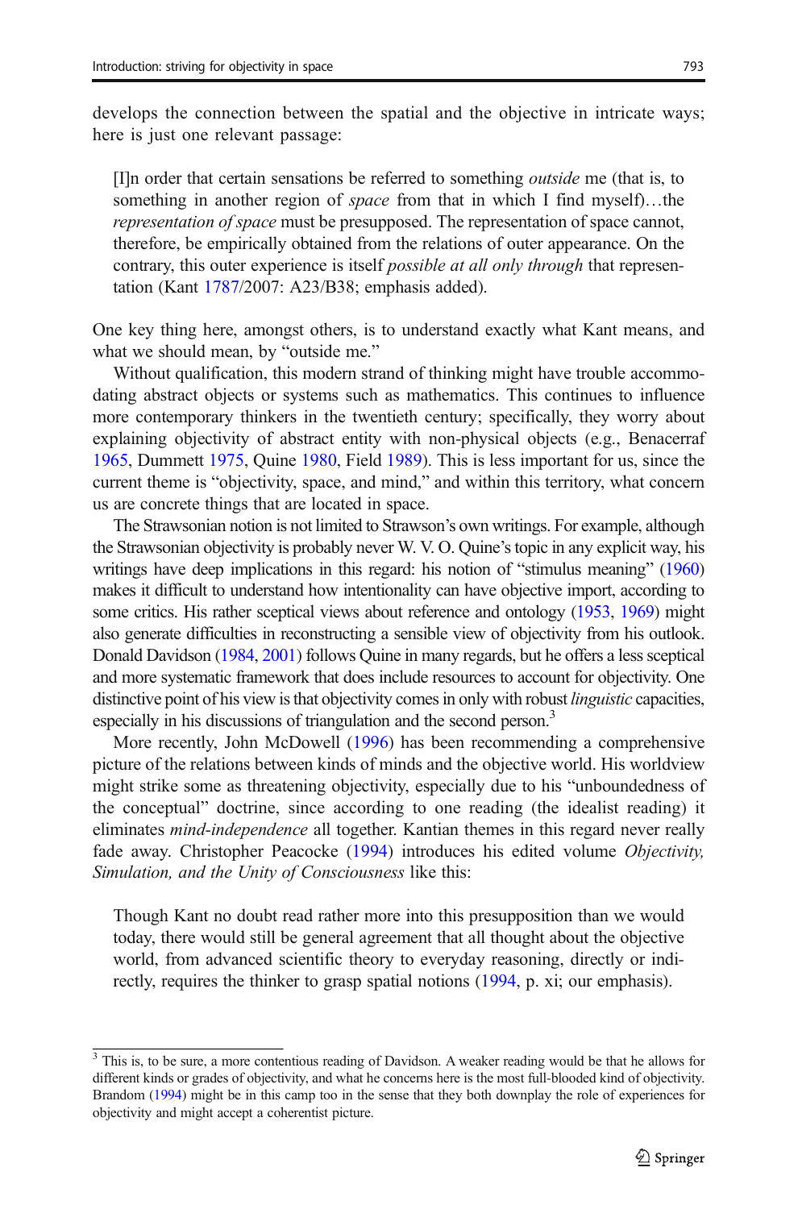develops the connection between the spatial and the objective in intricate ways; here is just one relevant passage:

> [I]n order that certain sensations be referred to something *outside* me (that is, to something in another region of *space* from that in which I find myself)…the *representation of space* must be presupposed. The representation of space cannot, therefore, be empirically obtained from the relations of outer appearance. On the contrary, this outer experience is itself *possible at all only through* that representation (Kant 1787/2007: A23/B38; emphasis added).

One key thing here, amongst others, is to understand exactly what Kant means, and what we should mean, by "outside me."

Without qualification, this modern strand of thinking might have trouble accommodating abstract objects or systems such as mathematics. This continues to influence more contemporary thinkers in the twentieth century; specifically, they worry about explaining objectivity of abstract entity with non-physical objects (e.g., Benacerraf 1965, Dummett 1975, Quine 1980, Field 1989). This is less important for us, since the current theme is "objectivity, space, and mind," and within this territory, what concern us are concrete things that are located in space.

The Strawsonian notion is not limited to Strawson's own writings. For example, although the Strawsonian objectivity is probably never W. V. O. Quine's topic in any explicit way, his writings have deep implications in this regard: his notion of "stimulus meaning" (1960) makes it difficult to understand how intentionality can have objective import, according to some critics. His rather sceptical views about reference and ontology (1953, 1969) might also generate difficulties in reconstructing a sensible view of objectivity from his outlook. Donald Davidson (1984, 2001) follows Quine in many regards, but he offers a less sceptical and more systematic framework that does include resources to account for objectivity. One distinctive point of his view is that objectivity comes in only with robust *linguistic* capacities, especially in his discussions of triangulation and the second person.[3]

More recently, John McDowell (1996) has been recommending a comprehensive picture of the relations between kinds of minds and the objective world. His worldview might strike some as threatening objectivity, especially due to his "unboundedness of the conceptual" doctrine, since according to one reading (the idealist reading) it eliminates *mind-independence* all together. Kantian themes in this regard never really fade away. Christopher Peacocke (1994) introduces his edited volume *Objectivity, Simulation, and the Unity of Consciousness* like this:

> Though Kant no doubt read rather more into this presupposition than we would today, there would still be general agreement that all thought about the objective world, from advanced scientific theory to everyday reasoning, directly or indirectly, requires the thinker to grasp spatial notions (1994, p. xi; our emphasis).

---

[3] This is, to be sure, a more contentious reading of Davidson. A weaker reading would be that he allows for different kinds or grades of objectivity, and what he concerns here is the most full-blooded kind of objectivity. Brandom (1994) might be in this camp too in the sense that they both downplay the role of experiences for objectivity and might accept a coherentist picture.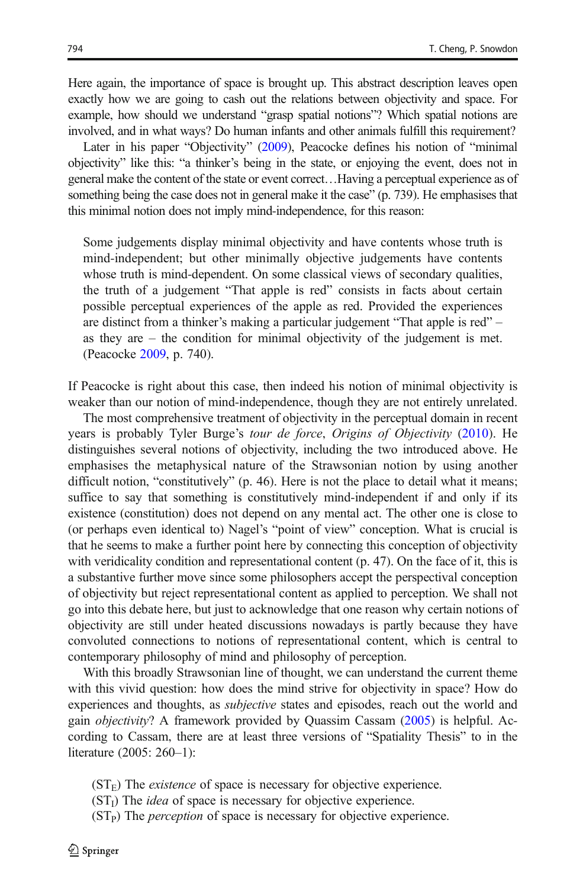Here again, the importance of space is brought up. This abstract description leaves open exactly how we are going to cash out the relations between objectivity and space. For example, how should we understand "grasp spatial notions"? Which spatial notions are involved, and in what ways? Do human infants and other animals fulfill this requirement?

Later in his paper "Objectivity" (2009), Peacocke defines his notion of "minimal objectivity" like this: "a thinker's being in the state, or enjoying the event, does not in general make the content of the state or event correct…Having a perceptual experience as of something being the case does not in general make it the case" (p. 739). He emphasises that this minimal notion does not imply mind-independence, for this reason:

> Some judgements display minimal objectivity and have contents whose truth is mind-independent; but other minimally objective judgements have contents whose truth is mind-dependent. On some classical views of secondary qualities, the truth of a judgement "That apple is red" consists in facts about certain possible perceptual experiences of the apple as red. Provided the experiences are distinct from a thinker's making a particular judgement "That apple is red" – as they are – the condition for minimal objectivity of the judgement is met. (Peacocke 2009, p. 740).

If Peacocke is right about this case, then indeed his notion of minimal objectivity is weaker than our notion of mind-independence, though they are not entirely unrelated.

The most comprehensive treatment of objectivity in the perceptual domain in recent years is probably Tyler Burge's *tour de force*, *Origins of Objectivity* (2010). He distinguishes several notions of objectivity, including the two introduced above. He emphasises the metaphysical nature of the Strawsonian notion by using another difficult notion, "constitutively" (p. 46). Here is not the place to detail what it means; suffice to say that something is constitutively mind-independent if and only if its existence (constitution) does not depend on any mental act. The other one is close to (or perhaps even identical to) Nagel's "point of view" conception. What is crucial is that he seems to make a further point here by connecting this conception of objectivity with veridicality condition and representational content (p. 47). On the face of it, this is a substantive further move since some philosophers accept the perspectival conception of objectivity but reject representational content as applied to perception. We shall not go into this debate here, but just to acknowledge that one reason why certain notions of objectivity are still under heated discussions nowadays is partly because they have convoluted connections to notions of representational content, which is central to contemporary philosophy of mind and philosophy of perception.

With this broadly Strawsonian line of thought, we can understand the current theme with this vivid question: how does the mind strive for objectivity in space? How do experiences and thoughts, as *subjective* states and episodes, reach out the world and gain *objectivity*? A framework provided by Quassim Cassam (2005) is helpful. According to Cassam, there are at least three versions of "Spatiality Thesis" to in the literature (2005: 260–1):

($ST_E$) The *existence* of space is necessary for objective experience.
($ST_I$) The *idea* of space is necessary for objective experience.
($ST_P$) The *perception* of space is necessary for objective experience.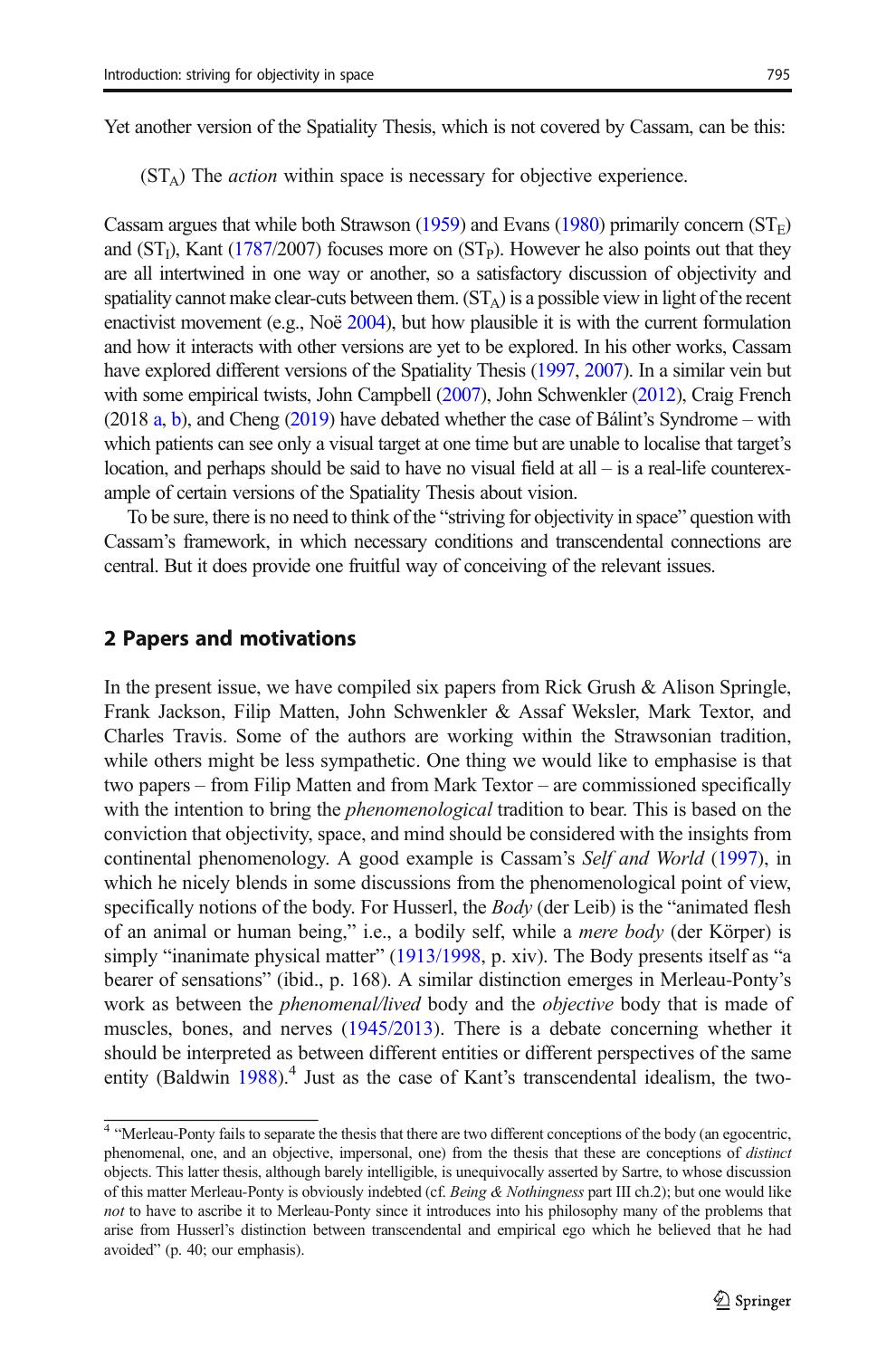Yet another version of the Spatiality Thesis, which is not covered by Cassam, can be this:

($ST_A$) The *action* within space is necessary for objective experience.

Cassam argues that while both Strawson (1959) and Evans (1980) primarily concern ($ST_E$) and ($ST_I$), Kant (1787/2007) focuses more on ($ST_P$). However he also points out that they are all intertwined in one way or another, so a satisfactory discussion of objectivity and spatiality cannot make clear-cuts between them. ($ST_A$) is a possible view in light of the recent enactivist movement (e.g., Noë 2004), but how plausible it is with the current formulation and how it interacts with other versions are yet to be explored. In his other works, Cassam have explored different versions of the Spatiality Thesis (1997, 2007). In a similar vein but with some empirical twists, John Campbell (2007), John Schwenkler (2012), Craig French (2018 a, b), and Cheng (2019) have debated whether the case of Bálint's Syndrome – with which patients can see only a visual target at one time but are unable to localise that target's location, and perhaps should be said to have no visual field at all – is a real-life counterexample of certain versions of the Spatiality Thesis about vision.

To be sure, there is no need to think of the "striving for objectivity in space" question with Cassam's framework, in which necessary conditions and transcendental connections are central. But it does provide one fruitful way of conceiving of the relevant issues.

## 2 Papers and motivations

In the present issue, we have compiled six papers from Rick Grush & Alison Springle, Frank Jackson, Filip Matten, John Schwenkler & Assaf Weksler, Mark Textor, and Charles Travis. Some of the authors are working within the Strawsonian tradition, while others might be less sympathetic. One thing we would like to emphasise is that two papers – from Filip Matten and from Mark Textor – are commissioned specifically with the intention to bring the *phenomenological* tradition to bear. This is based on the conviction that objectivity, space, and mind should be considered with the insights from continental phenomenology. A good example is Cassam's *Self and World* (1997), in which he nicely blends in some discussions from the phenomenological point of view, specifically notions of the body. For Husserl, the *Body* (der Leib) is the "animated flesh of an animal or human being," i.e., a bodily self, while a *mere body* (der Körper) is simply "inanimate physical matter" (1913/1998, p. xiv). The Body presents itself as "a bearer of sensations" (ibid., p. 168). A similar distinction emerges in Merleau-Ponty's work as between the *phenomenal/lived* body and the *objective* body that is made of muscles, bones, and nerves (1945/2013). There is a debate concerning whether it should be interpreted as between different entities or different perspectives of the same entity (Baldwin 1988).[4] Just as the case of Kant's transcendental idealism, the two-

[4] "Merleau-Ponty fails to separate the thesis that there are two different conceptions of the body (an egocentric, phenomenal, one, and an objective, impersonal, one) from the thesis that these are conceptions of *distinct* objects. This latter thesis, although barely intelligible, is unequivocally asserted by Sartre, to whose discussion of this matter Merleau-Ponty is obviously indebted (cf. *Being & Nothingness* part III ch.2); but one would like *not* to have to ascribe it to Merleau-Ponty since it introduces into his philosophy many of the problems that arise from Husserl's distinction between transcendental and empirical ego which he believed that he had avoided" (p. 40; our emphasis).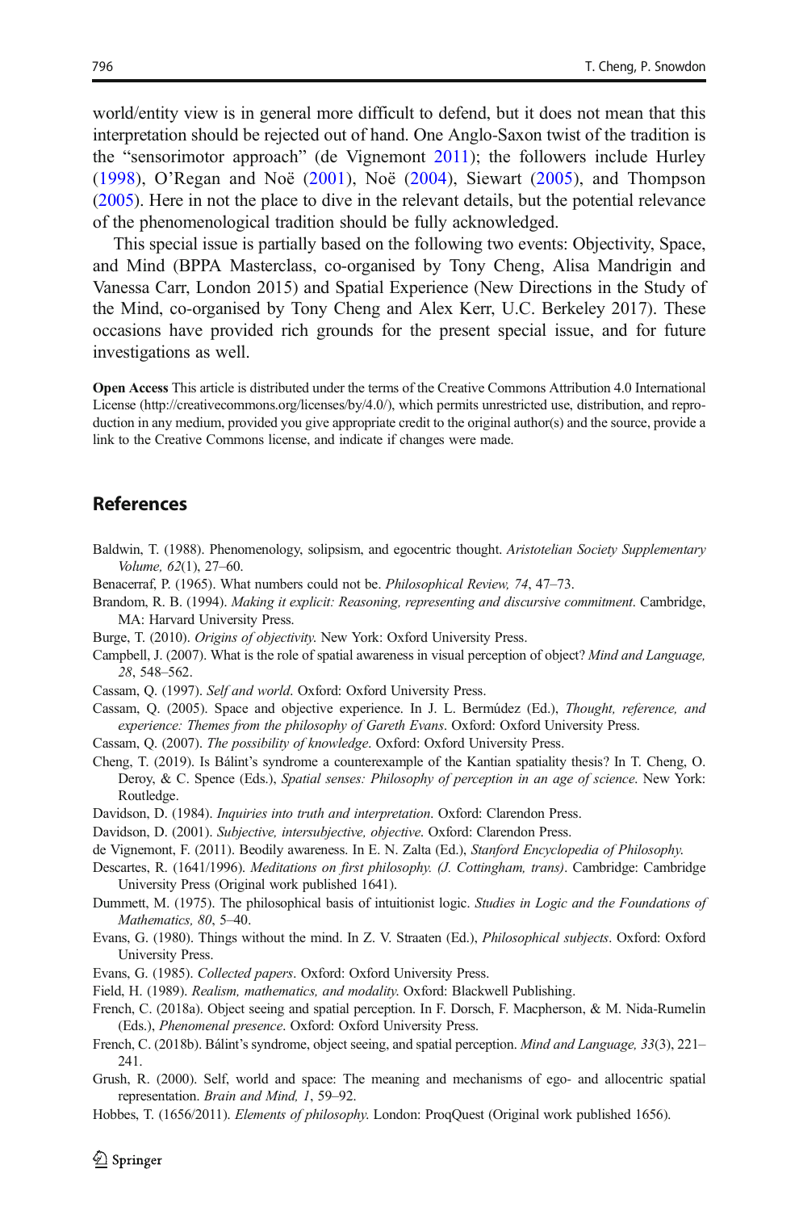world/entity view is in general more difficult to defend, but it does not mean that this interpretation should be rejected out of hand. One Anglo-Saxon twist of the tradition is the "sensorimotor approach" (de Vignemont 2011); the followers include Hurley (1998), O'Regan and Noë (2001), Noë (2004), Siewart (2005), and Thompson (2005). Here in not the place to dive in the relevant details, but the potential relevance of the phenomenological tradition should be fully acknowledged.

This special issue is partially based on the following two events: Objectivity, Space, and Mind (BPPA Masterclass, co-organised by Tony Cheng, Alisa Mandrigin and Vanessa Carr, London 2015) and Spatial Experience (New Directions in the Study of the Mind, co-organised by Tony Cheng and Alex Kerr, U.C. Berkeley 2017). These occasions have provided rich grounds for the present special issue, and for future investigations as well.

**Open Access** This article is distributed under the terms of the Creative Commons Attribution 4.0 International License (http://creativecommons.org/licenses/by/4.0/), which permits unrestricted use, distribution, and reproduction in any medium, provided you give appropriate credit to the original author(s) and the source, provide a link to the Creative Commons license, and indicate if changes were made.

## References

Baldwin, T. (1988). Phenomenology, solipsism, and egocentric thought. *Aristotelian Society Supplementary Volume, 62*(1), 27–60.

Benacerraf, P. (1965). What numbers could not be. *Philosophical Review, 74*, 47–73.

Brandom, R. B. (1994). *Making it explicit: Reasoning, representing and discursive commitment*. Cambridge, MA: Harvard University Press.

Burge, T. (2010). *Origins of objectivity*. New York: Oxford University Press.

Campbell, J. (2007). What is the role of spatial awareness in visual perception of object? *Mind and Language, 28*, 548–562.

Cassam, Q. (1997). *Self and world*. Oxford: Oxford University Press.

Cassam, Q. (2005). Space and objective experience. In J. L. Bermúdez (Ed.), *Thought, reference, and experience: Themes from the philosophy of Gareth Evans*. Oxford: Oxford University Press.

Cassam, Q. (2007). *The possibility of knowledge*. Oxford: Oxford University Press.

Cheng, T. (2019). Is Bálint's syndrome a counterexample of the Kantian spatiality thesis? In T. Cheng, O. Deroy, & C. Spence (Eds.), *Spatial senses: Philosophy of perception in an age of science*. New York: Routledge.

Davidson, D. (1984). *Inquiries into truth and interpretation*. Oxford: Clarendon Press.

Davidson, D. (2001). *Subjective, intersubjective, objective*. Oxford: Clarendon Press.

de Vignemont, F. (2011). Beodily awareness. In E. N. Zalta (Ed.), *Stanford Encyclopedia of Philosophy.*

Descartes, R. (1641/1996). *Meditations on first philosophy. (J. Cottingham, trans)*. Cambridge: Cambridge University Press (Original work published 1641).

Dummett, M. (1975). The philosophical basis of intuitionist logic. *Studies in Logic and the Foundations of Mathematics, 80*, 5–40.

Evans, G. (1980). Things without the mind. In Z. V. Straaten (Ed.), *Philosophical subjects*. Oxford: Oxford University Press.

Evans, G. (1985). *Collected papers*. Oxford: Oxford University Press.

Field, H. (1989). *Realism, mathematics, and modality*. Oxford: Blackwell Publishing.

French, C. (2018a). Object seeing and spatial perception. In F. Dorsch, F. Macpherson, & M. Nida-Rumelin (Eds.), *Phenomenal presence*. Oxford: Oxford University Press.

French, C. (2018b). Bálint's syndrome, object seeing, and spatial perception. *Mind and Language, 33*(3), 221–241.

Grush, R. (2000). Self, world and space: The meaning and mechanisms of ego- and allocentric spatial representation. *Brain and Mind, 1*, 59–92.

Hobbes, T. (1656/2011). *Elements of philosophy*. London: ProqQuest (Original work published 1656).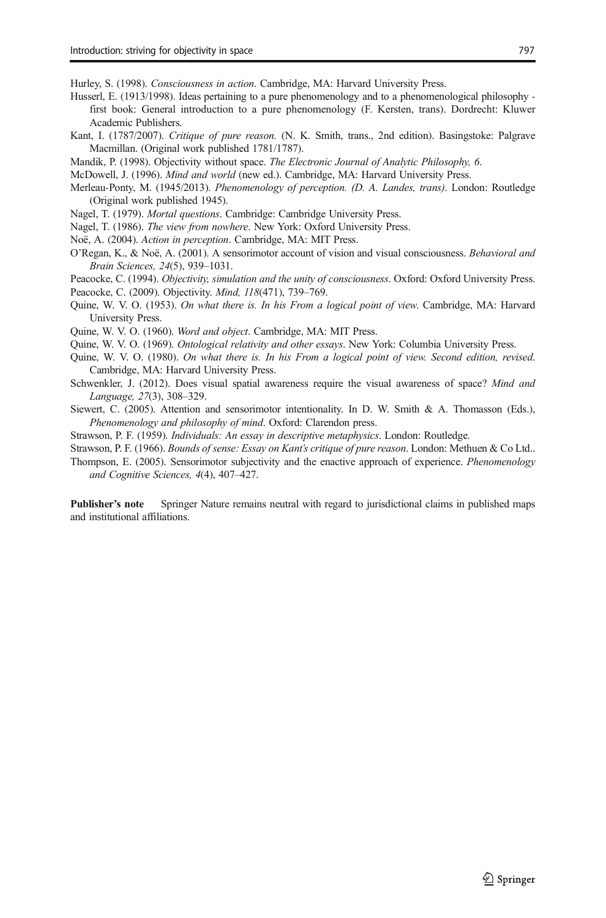Hurley, S. (1998). *Consciousness in action*. Cambridge, MA: Harvard University Press.

Husserl, E. (1913/1998). Ideas pertaining to a pure phenomenology and to a phenomenological philosophy - first book: General introduction to a pure phenomenology (F. Kersten, trans). Dordrecht: Kluwer Academic Publishers.

Kant, I. (1787/2007). *Critique of pure reason.* (N. K. Smith, trans., 2nd edition). Basingstoke: Palgrave Macmillan. (Original work published 1781/1787).

Mandik, P. (1998). Objectivity without space. *The Electronic Journal of Analytic Philosophy, 6*.

McDowell, J. (1996). *Mind and world* (new ed.). Cambridge, MA: Harvard University Press.

Merleau-Ponty, M. (1945/2013). *Phenomenology of perception. (D. A. Landes, trans)*. London: Routledge (Original work published 1945).

Nagel, T. (1979). *Mortal questions*. Cambridge: Cambridge University Press.

Nagel, T. (1986). *The view from nowhere*. New York: Oxford University Press.

Noë, A. (2004). *Action in perception*. Cambridge, MA: MIT Press.

O'Regan, K., & Noë, A. (2001). A sensorimotor account of vision and visual consciousness. *Behavioral and Brain Sciences, 24*(5), 939–1031.

Peacocke, C. (1994). *Objectivity, simulation and the unity of consciousness*. Oxford: Oxford University Press.

Peacocke, C. (2009). Objectivity. *Mind, 118*(471), 739–769.

Quine, W. V. O. (1953). *On what there is. In his From a logical point of view*. Cambridge, MA: Harvard University Press.

Quine, W. V. O. (1960). *Word and object*. Cambridge, MA: MIT Press.

Quine, W. V. O. (1969). *Ontological relativity and other essays*. New York: Columbia University Press.

Quine, W. V. O. (1980). *On what there is. In his From a logical point of view. Second edition, revised*. Cambridge, MA: Harvard University Press.

Schwenkler, J. (2012). Does visual spatial awareness require the visual awareness of space? *Mind and Language, 27*(3), 308–329.

Siewert, C. (2005). Attention and sensorimotor intentionality. In D. W. Smith & A. Thomasson (Eds.), *Phenomenology and philosophy of mind*. Oxford: Clarendon press.

Strawson, P. F. (1959). *Individuals: An essay in descriptive metaphysics*. London: Routledge.

Strawson, P. F. (1966). *Bounds of sense: Essay on Kant's critique of pure reason*. London: Methuen & Co Ltd..

Thompson, E. (2005). Sensorimotor subjectivity and the enactive approach of experience. *Phenomenology and Cognitive Sciences, 4*(4), 407–427.

**Publisher's note** Springer Nature remains neutral with regard to jurisdictional claims in published maps and institutional affiliations.